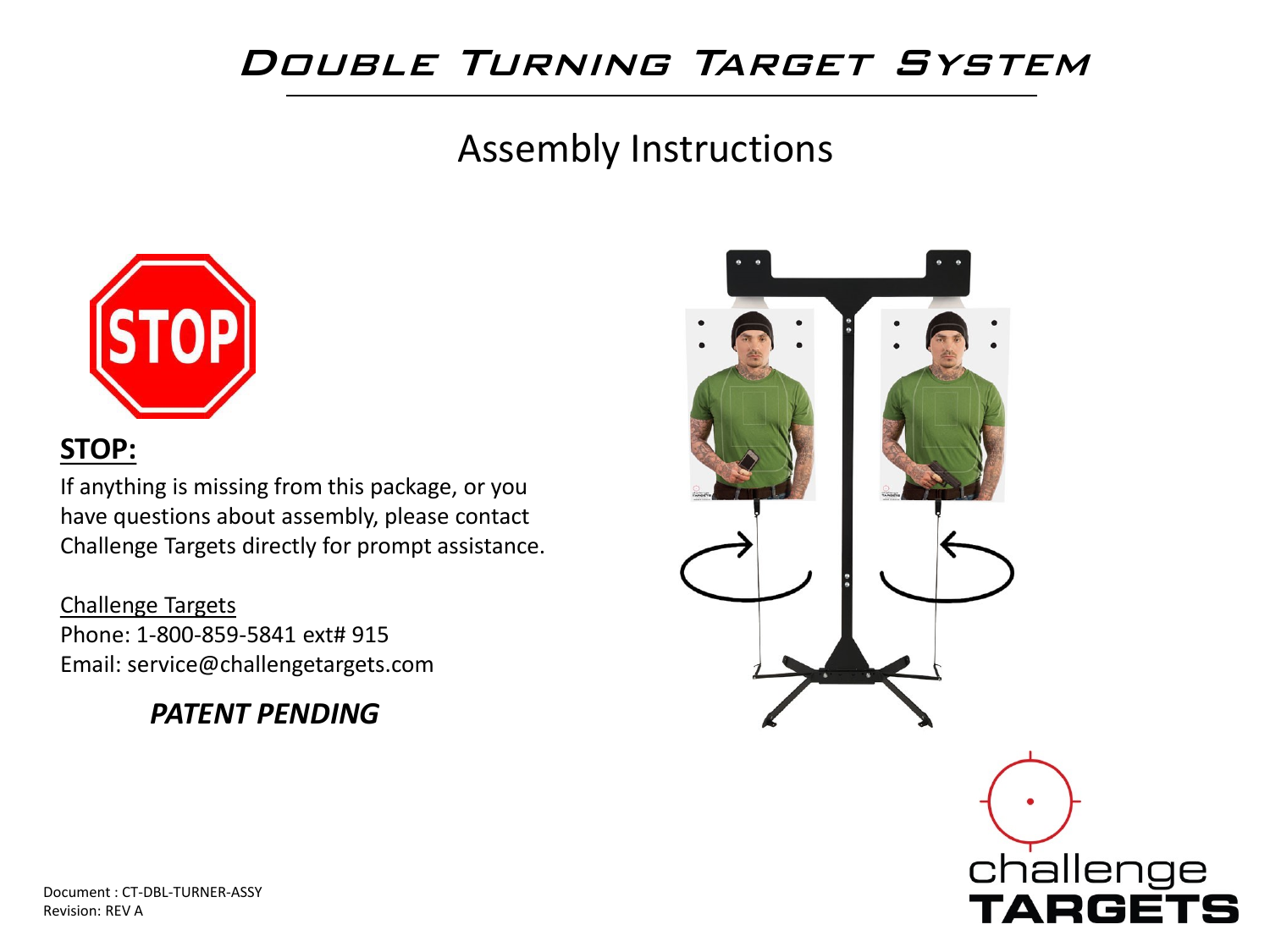# Double Turning Target System

## Assembly Instructions

**STOP:**

If anything is missing from this package, or you have questions about assembly, please contact Challenge Targets directly for prompt assistance.

Challenge Targets
Phone: 1-800-859-5841 ext# 915
Email: service@challengetargets.com

***PATENT PENDING***

Document : CT-DBL-TURNER-ASSY
Revision: REV A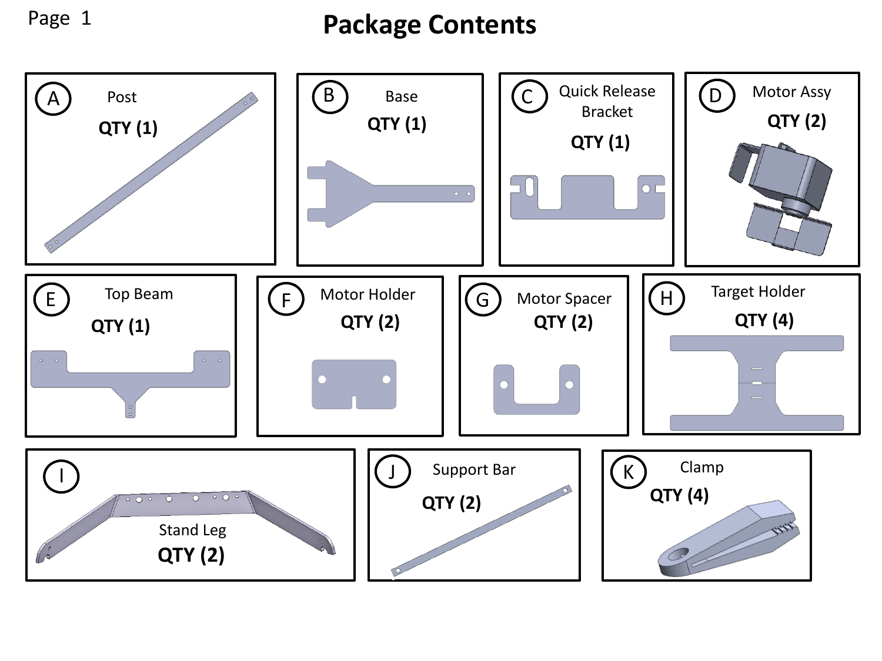# Package Contents

| Label | Part | QTY |
| --- | --- | --- |
| A | Post | QTY (1) |
| B | Base | QTY (1) |
| C | Quick Release Bracket | QTY (1) |
| D | Motor Assy | QTY (2) |
| E | Top Beam | QTY (1) |
| F | Motor Holder | QTY (2) |
| G | Motor Spacer | QTY (2) |
| H | Target Holder | QTY (4) |
| I | Stand Leg | QTY (2) |
| J | Support Bar | QTY (2) |
| K | Clamp | QTY (4) |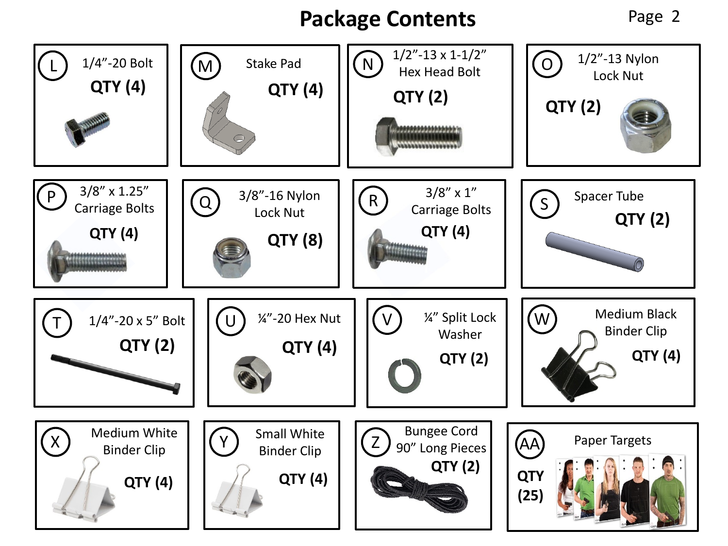# Package Contents

| Item | Description | Quantity |
|---|---|---|
| L | 1/4”-20 Bolt | QTY (4) |
| M | Stake Pad | QTY (4) |
| N | 1/2”-13 x 1-1/2” Hex Head Bolt | QTY (2) |
| O | 1/2”-13 Nylon Lock Nut | QTY (2) |
| P | 3/8” x 1.25” Carriage Bolts | QTY (4) |
| Q | 3/8”-16 Nylon Lock Nut | QTY (8) |
| R | 3/8” x 1” Carriage Bolts | QTY (4) |
| S | Spacer Tube | QTY (2) |
| T | 1/4”-20 x 5” Bolt | QTY (2) |
| U | ¼”-20 Hex Nut | QTY (4) |
| V | ¼” Split Lock Washer | QTY (2) |
| W | Medium Black Binder Clip | QTY (4) |
| X | Medium White Binder Clip | QTY (4) |
| Y | Small White Binder Clip | QTY (4) |
| Z | Bungee Cord 90” Long Pieces | QTY (2) |
| AA | Paper Targets | QTY (25) |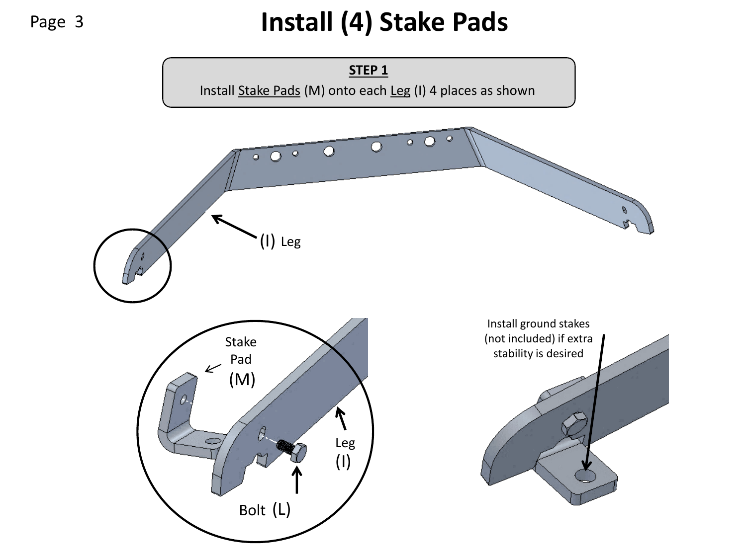# Install (4) Stake Pads

**STEP 1**

Install Stake Pads (M) onto each Leg (I) 4 places as shown

(I) Leg

Stake Pad (M)

Leg (I)

Bolt (L)

Install ground stakes (not included) if extra stability is desired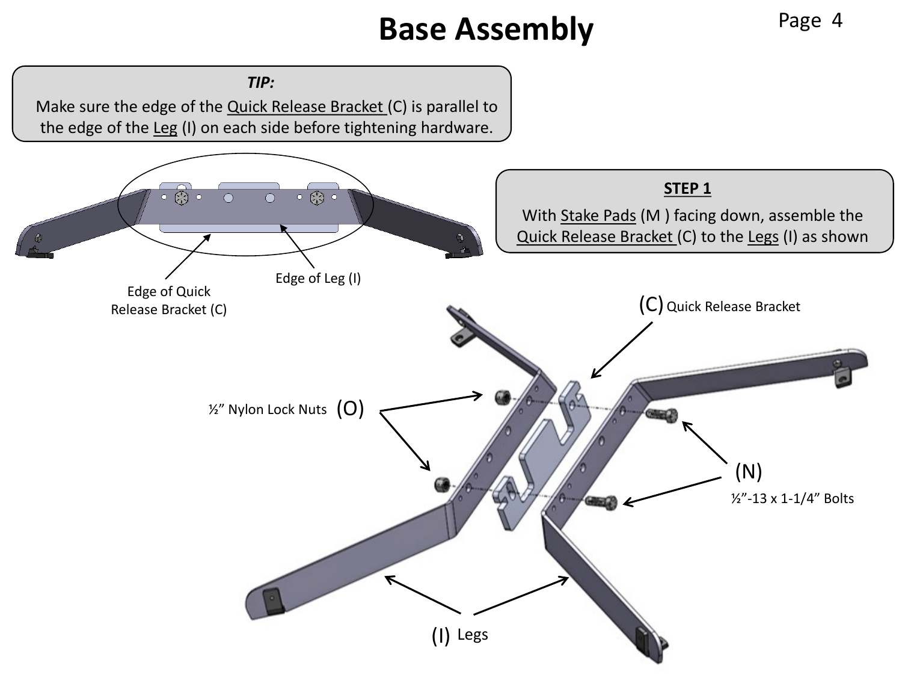# Base Assembly

***TIP:***

Make sure the edge of the Quick Release Bracket (C) is parallel to the edge of the Leg (I) on each side before tightening hardware.

Edge of Quick Release Bracket (C)

Edge of Leg (I)

**STEP 1**

With Stake Pads (M ) facing down, assemble the Quick Release Bracket (C) to the Legs (I) as shown

(C) Quick Release Bracket

½" Nylon Lock Nuts (O)

(N) ½"-13 x 1-1/4" Bolts

(I) Legs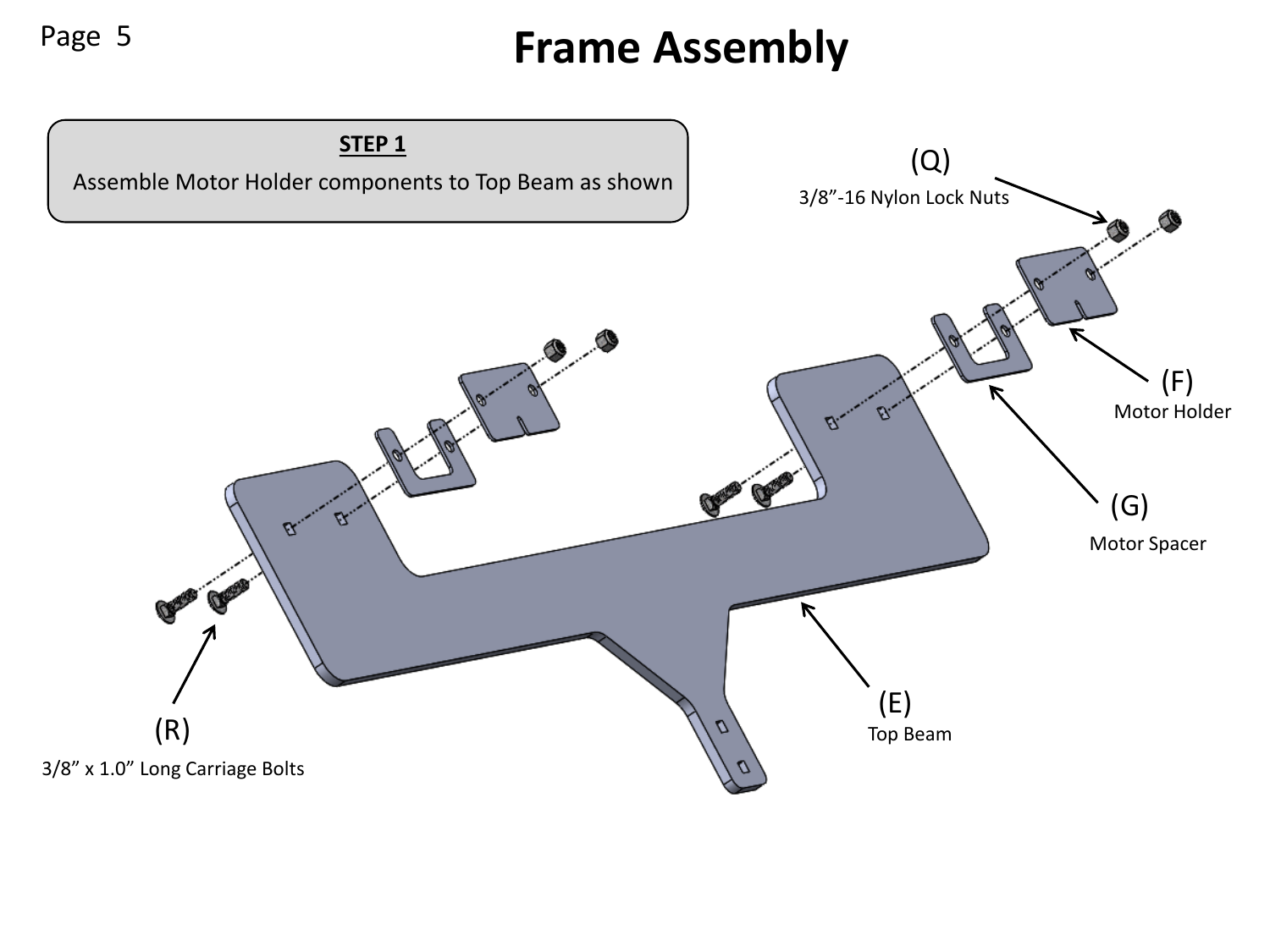# Frame Assembly

**STEP 1**

Assemble Motor Holder components to Top Beam as shown

(Q)
3/8”-16 Nylon Lock Nuts

(F)
Motor Holder

(G)
Motor Spacer

(E)
Top Beam

(R)
3/8” x 1.0” Long Carriage Bolts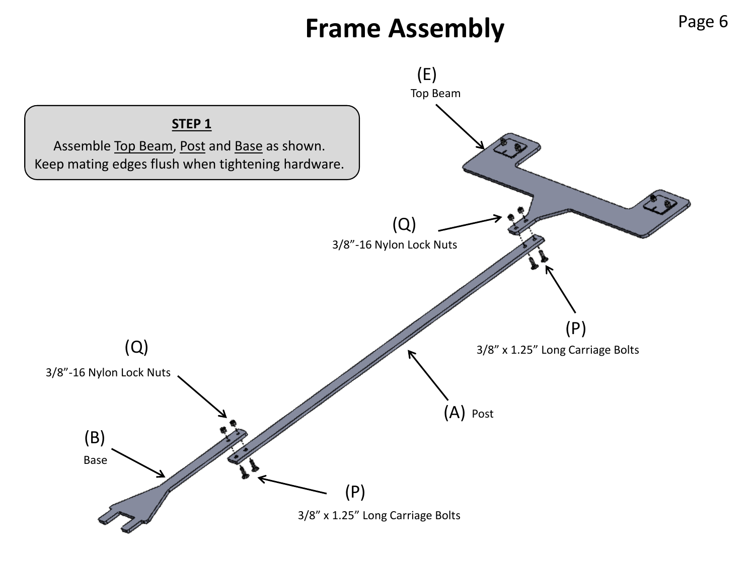# Frame Assembly

**STEP 1**

Assemble Top Beam, Post and Base as shown.
Keep mating edges flush when tightening hardware.

(E) Top Beam

(Q) 3/8”-16 Nylon Lock Nuts

(P) 3/8” x 1.25” Long Carriage Bolts

(A) Post

(Q) 3/8”-16 Nylon Lock Nuts

(B) Base

(P) 3/8” x 1.25” Long Carriage Bolts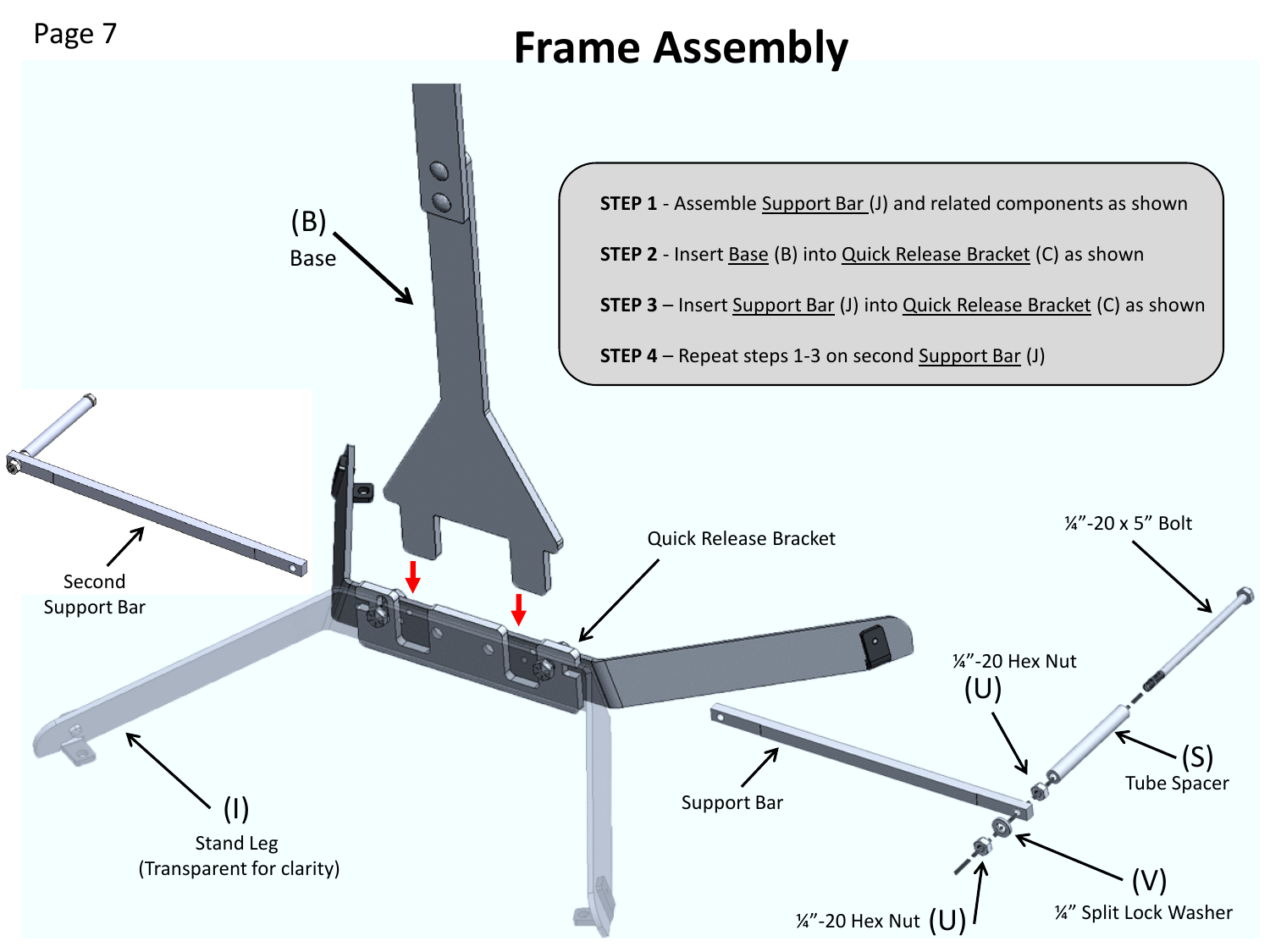# Frame Assembly

**STEP 1** - Assemble Support Bar (J) and related components as shown

**STEP 2** - Insert Base (B) into Quick Release Bracket (C) as shown

**STEP 3** – Insert Support Bar (J) into Quick Release Bracket (C) as shown

**STEP 4** – Repeat steps 1-3 on second Support Bar (J)

(B) Base

Second Support Bar

Quick Release Bracket

¼"-20 x 5" Bolt

¼"-20 Hex Nut (U)

(S) Tube Spacer

Support Bar

(I) Stand Leg (Transparent for clarity)

(V) ¼" Split Lock Washer

¼"-20 Hex Nut (U)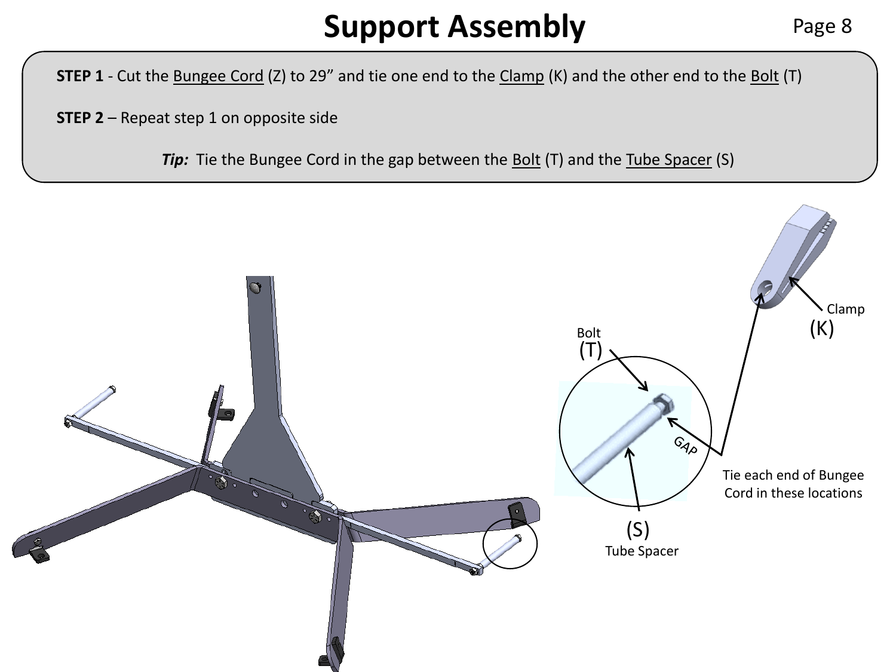# Support Assembly

**STEP 1** - Cut the Bungee Cord (Z) to 29” and tie one end to the Clamp (K) and the other end to the Bolt (T)

**STEP 2** – Repeat step 1 on opposite side

***Tip:*** Tie the Bungee Cord in the gap between the Bolt (T) and the Tube Spacer (S)

Bolt (T)

GAP

(S) Tube Spacer

Clamp (K)

Tie each end of Bungee Cord in these locations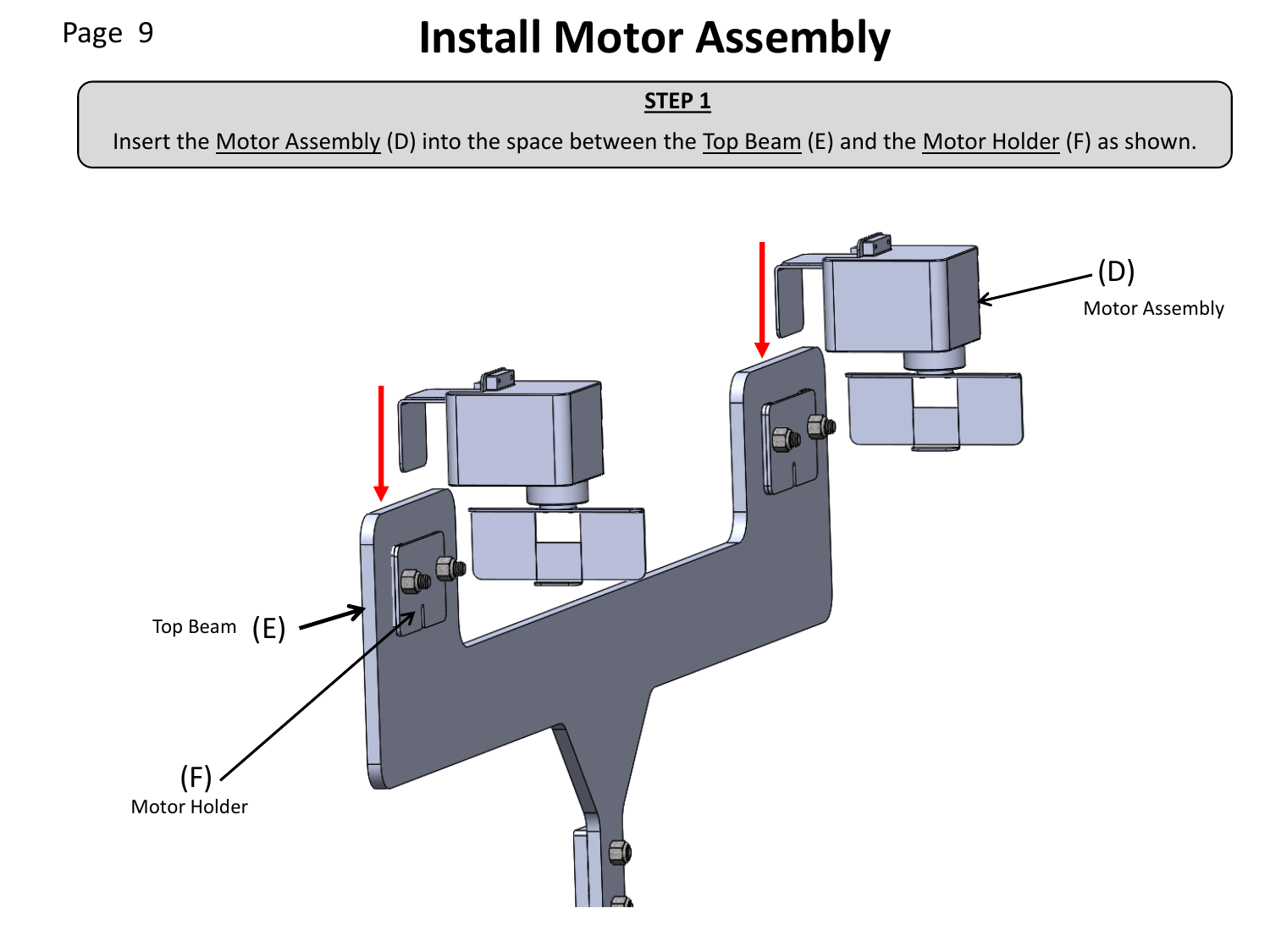# Install Motor Assembly

**STEP 1**

Insert the Motor Assembly (D) into the space between the Top Beam (E) and the Motor Holder (F) as shown.

(D)
Motor Assembly

Top Beam (E)

(F)
Motor Holder